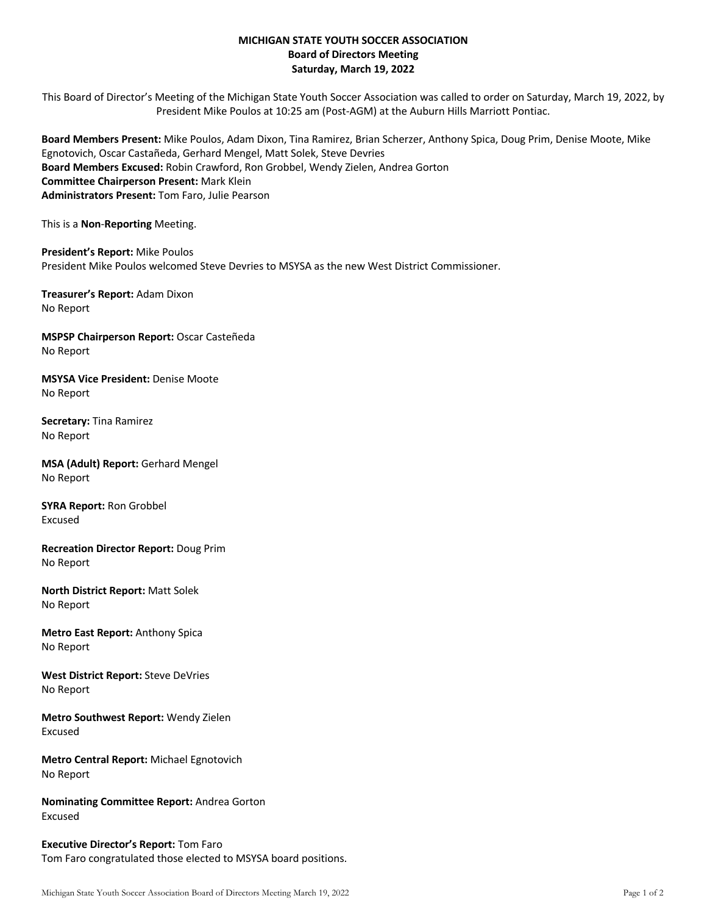# MICHIGAN STATE YOUTH SOCCER ASSOCIATION
## Board of Directors Meeting
## Saturday, March 19, 2022

This Board of Director's Meeting of the Michigan State Youth Soccer Association was called to order on Saturday, March 19, 2022, by President Mike Poulos at 10:25 am (Post-AGM) at the Auburn Hills Marriott Pontiac.

**Board Members Present:** Mike Poulos, Adam Dixon, Tina Ramirez, Brian Scherzer, Anthony Spica, Doug Prim, Denise Moote, Mike Egnotovich, Oscar Castañeda, Gerhard Mengel, Matt Solek, Steve Devries
**Board Members Excused:** Robin Crawford, Ron Grobbel, Wendy Zielen, Andrea Gorton
**Committee Chairperson Present:** Mark Klein
**Administrators Present:** Tom Faro, Julie Pearson

This is a **Non**-**Reporting** Meeting.

**President's Report:** Mike Poulos
President Mike Poulos welcomed Steve Devries to MSYSA as the new West District Commissioner.

**Treasurer's Report:** Adam Dixon
No Report

**MSPSP Chairperson Report:** Oscar Casteñeda
No Report

**MSYSA Vice President:** Denise Moote
No Report

**Secretary:** Tina Ramirez
No Report

**MSA (Adult) Report:** Gerhard Mengel
No Report

**SYRA Report:** Ron Grobbel
Excused

**Recreation Director Report:** Doug Prim
No Report

**North District Report:** Matt Solek
No Report

**Metro East Report:** Anthony Spica
No Report

**West District Report:** Steve DeVries
No Report

**Metro Southwest Report:** Wendy Zielen
Excused

**Metro Central Report:** Michael Egnotovich
No Report

**Nominating Committee Report:** Andrea Gorton
Excused

**Executive Director's Report:** Tom Faro
Tom Faro congratulated those elected to MSYSA board positions.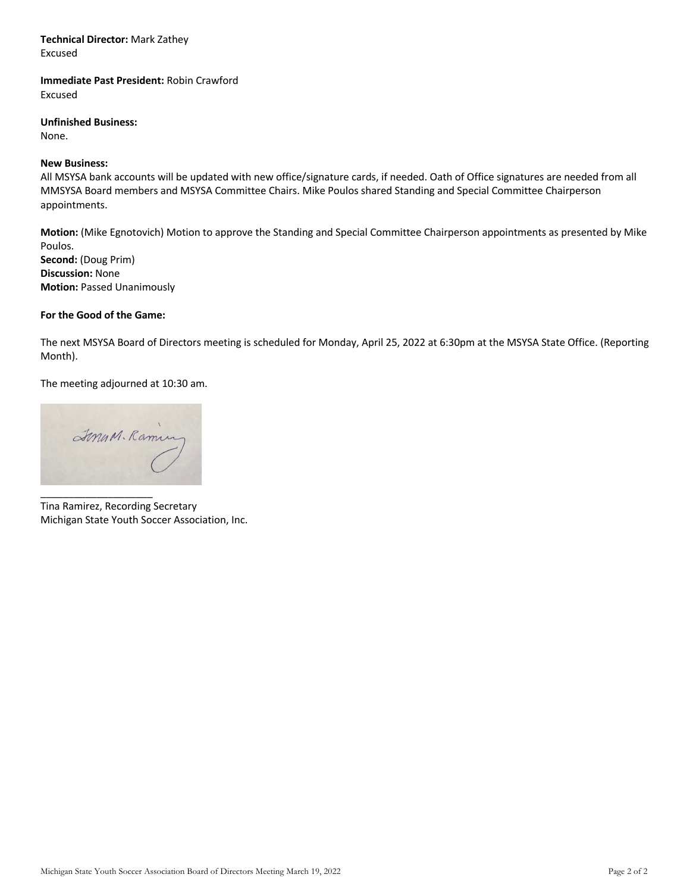**Technical Director:** Mark Zathey
Excused

**Immediate Past President:** Robin Crawford
Excused

**Unfinished Business:**
None.

**New Business:**
All MSYSA bank accounts will be updated with new office/signature cards, if needed. Oath of Office signatures are needed from all MMSYSA Board members and MSYSA Committee Chairs. Mike Poulos shared Standing and Special Committee Chairperson appointments.

**Motion:** (Mike Egnotovich) Motion to approve the Standing and Special Committee Chairperson appointments as presented by Mike Poulos.
**Second:** (Doug Prim)
**Discussion:** None
**Motion:** Passed Unanimously

**For the Good of the Game:**

The next MSYSA Board of Directors meeting is scheduled for Monday, April 25, 2022 at 6:30pm at the MSYSA State Office. (Reporting Month).

The meeting adjourned at 10:30 am.

____________________
Tina Ramirez, Recording Secretary
Michigan State Youth Soccer Association, Inc.